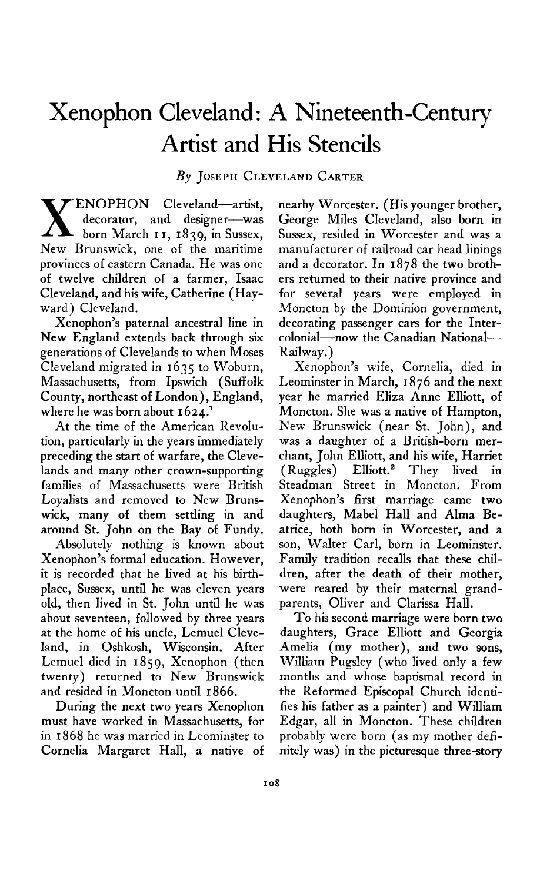# Xenophon Cleveland: A Nineteenth-Century Artist and His Stencils

*By* Joseph Cleveland Carter

XENOPHON Cleveland—artist, decorator, and designer—was born March 11, 1839, in Sussex, New Brunswick, one of the maritime provinces of eastern Canada. He was one of twelve children of a farmer, Isaac Cleveland, and his wife, Catherine (Hayward) Cleveland.

Xenophon's paternal ancestral line in New England extends back through six generations of Clevelands to when Moses Cleveland migrated in 1635 to Woburn, Massachusetts, from Ipswich (Suffolk County, northeast of London), England, where he was born about 1624.[1]

At the time of the American Revolution, particularly in the years immediately preceding the start of warfare, the Clevelands and many other crown-supporting families of Massachusetts were British Loyalists and removed to New Brunswick, many of them settling in and around St. John on the Bay of Fundy.

Absolutely nothing is known about Xenophon's formal education. However, it is recorded that he lived at his birthplace, Sussex, until he was eleven years old, then lived in St. John until he was about seventeen, followed by three years at the home of his uncle, Lemuel Cleveland, in Oshkosh, Wisconsin. After Lemuel died in 1859, Xenophon (then twenty) returned to New Brunswick and resided in Moncton until 1866.

During the next two years Xenophon must have worked in Massachusetts, for in 1868 he was married in Leominster to Cornelia Margaret Hall, a native of nearby Worcester. (His younger brother, George Miles Cleveland, also born in Sussex, resided in Worcester and was a manufacturer of railroad car head linings and a decorator. In 1878 the two brothers returned to their native province and for several years were employed in Moncton by the Dominion government, decorating passenger cars for the Intercolonial—now the Canadian National—Railway.)

Xenophon's wife, Cornelia, died in Leominster in March, 1876 and the next year he married Eliza Anne Elliott, of Moncton. She was a native of Hampton, New Brunswick (near St. John), and was a daughter of a British-born merchant, John Elliott, and his wife, Harriet (Ruggles) Elliott.[2] They lived in Steadman Street in Moncton. From Xenophon's first marriage came two daughters, Mabel Hall and Alma Beatrice, both born in Worcester, and a son, Walter Carl, born in Leominster. Family tradition recalls that these children, after the death of their mother, were reared by their maternal grandparents, Oliver and Clarissa Hall.

To his second marriage were born two daughters, Grace Elliott and Georgia Amelia (my mother), and two sons, William Pugsley (who lived only a few months and whose baptismal record in the Reformed Episcopal Church identifies his father as a painter) and William Edgar, all in Moncton. These children probably were born (as my mother definitely was) in the picturesque three-story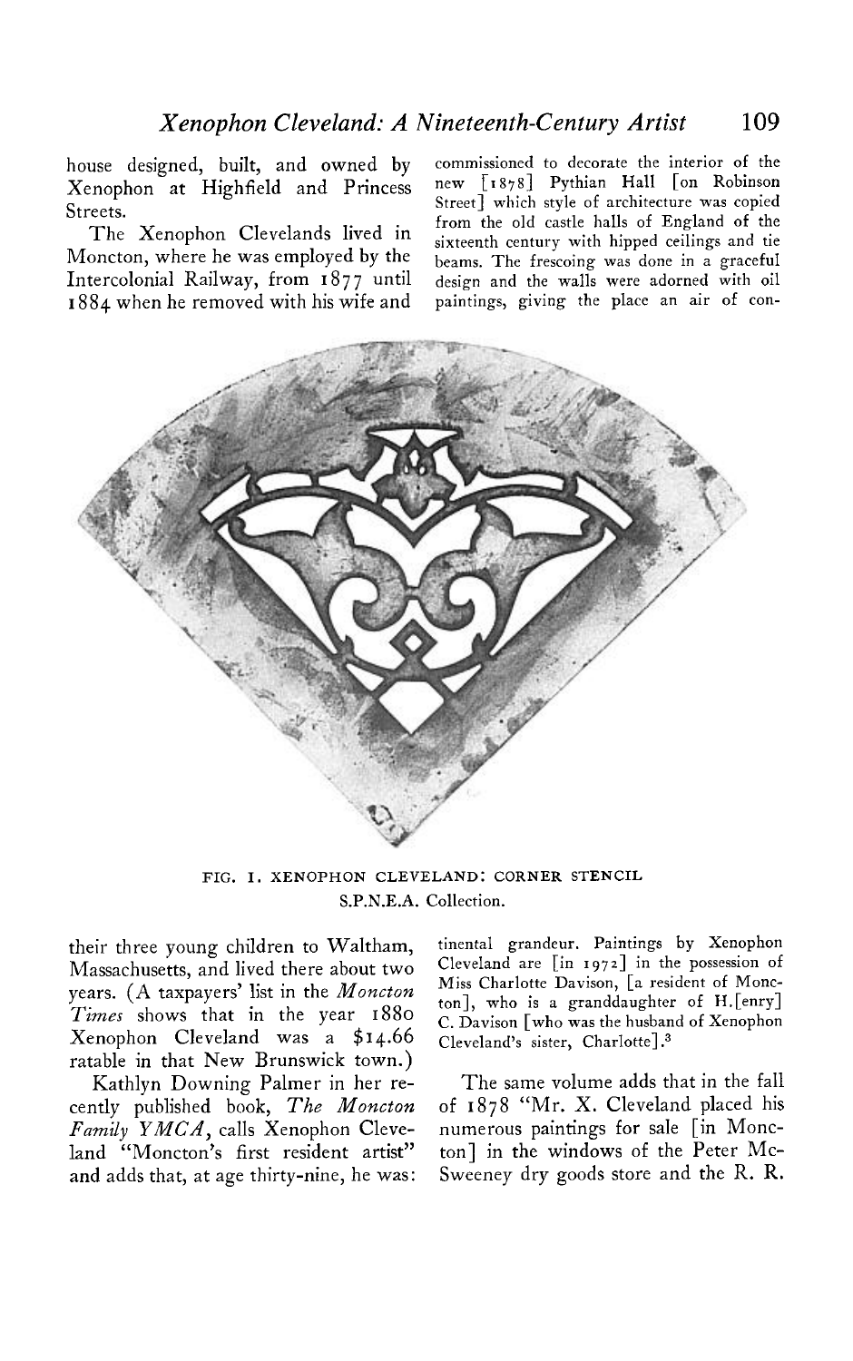house designed, built, and owned by Xenophon at Highfield and Princess Streets.

The Xenophon Clevelands lived in Moncton, where he was employed by the Intercolonial Railway, from 1877 until 1884 when he removed with his wife and their three young children to Waltham, Massachusetts, and lived there about two years. (A taxpayers' list in the *Moncton Times* shows that in the year 1880 Xenophon Cleveland was a $14.66 ratable in that New Brunswick town.)

Kathlyn Downing Palmer in her recently published book, *The Moncton Family YMCA*, calls Xenophon Cleveland "Moncton's first resident artist" and adds that, at age thirty-nine, he was:

> commissioned to decorate the interior of the new [1878] Pythian Hall [on Robinson Street] which style of architecture was copied from the old castle halls of England of the sixteenth century with hipped ceilings and tie beams. The frescoing was done in a graceful design and the walls were adorned with oil paintings, giving the place an air of continental grandeur. Paintings by Xenophon Cleveland are [in 1972] in the possession of Miss Charlotte Davison, [a resident of Moncton], who is a granddaughter of H.[enry] C. Davison [who was the husband of Xenophon Cleveland's sister, Charlotte].[3]

FIG. 1. XENOPHON CLEVELAND: CORNER STENCIL
S.P.N.E.A. Collection.

The same volume adds that in the fall of 1878 "Mr. X. Cleveland placed his numerous paintings for sale [in Moncton] in the windows of the Peter McSweeney dry goods store and the R. R.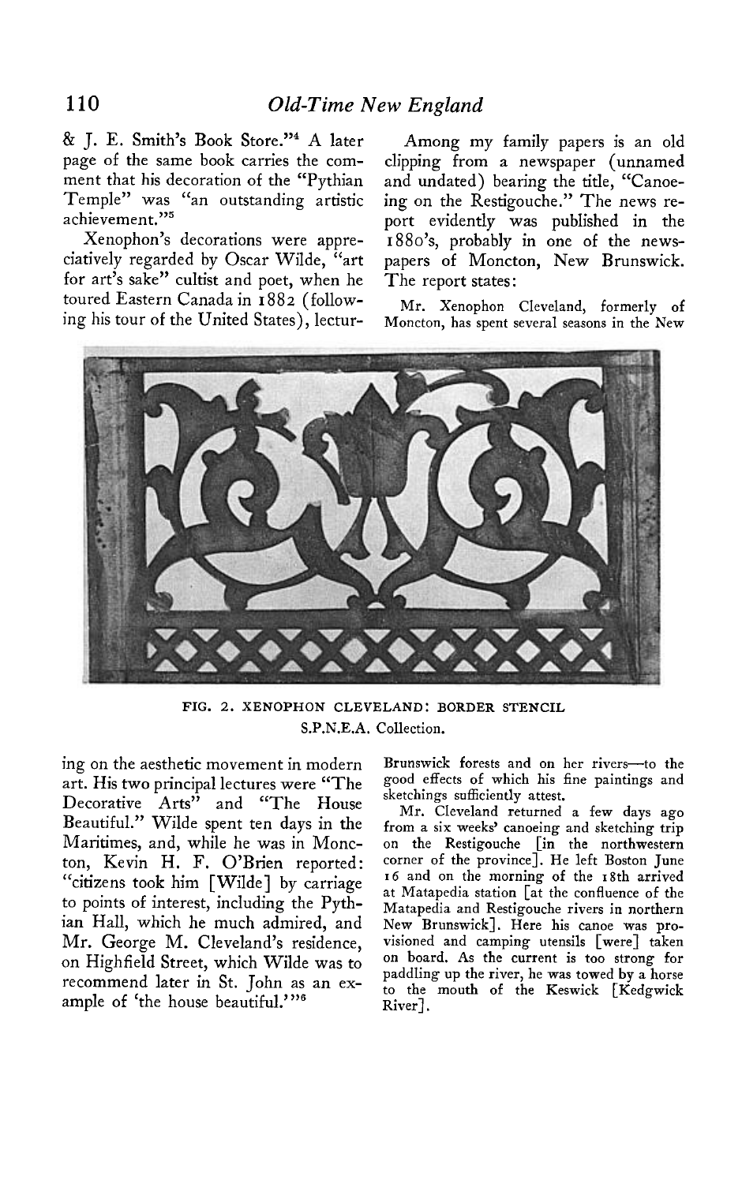& J. E. Smith's Book Store."[4] A later page of the same book carries the comment that his decoration of the "Pythian Temple" was "an outstanding artistic achievement."[5]

Xenophon's decorations were appreciatively regarded by Oscar Wilde, "art for art's sake" cultist and poet, when he toured Eastern Canada in 1882 (following his tour of the United States), lecturing on the aesthetic movement in modern art. His two principal lectures were "The Decorative Arts" and "The House Beautiful." Wilde spent ten days in the Maritimes, and, while he was in Moncton, Kevin H. F. O'Brien reported: "citizens took him [Wilde] by carriage to points of interest, including the Pythian Hall, which he much admired, and Mr. George M. Cleveland's residence, on Highfield Street, which Wilde was to recommend later in St. John as an example of 'the house beautiful.'"[6]

Among my family papers is an old clipping from a newspaper (unnamed and undated) bearing the title, "Canoeing on the Restigouche." The news report evidently was published in the 1880's, probably in one of the newspapers of Moncton, New Brunswick. The report states:

> Mr. Xenophon Cleveland, formerly of Moncton, has spent several seasons in the New Brunswick forests and on her rivers—to the good effects of which his fine paintings and sketchings sufficiently attest.
>
> Mr. Cleveland returned a few days ago from a six weeks' canoeing and sketching trip on the Restigouche [in the northwestern corner of the province]. He left Boston June 16 and on the morning of the 18th arrived at Matapedia station [at the confluence of the Matapedia and Restigouche rivers in northern New Brunswick]. Here his canoe was provisioned and camping utensils [were] taken on board. As the current is too strong for paddling up the river, he was towed by a horse to the mouth of the Keswick [Kedgwick River].

FIG. 2. XENOPHON CLEVELAND: BORDER STENCIL
S.P.N.E.A. Collection.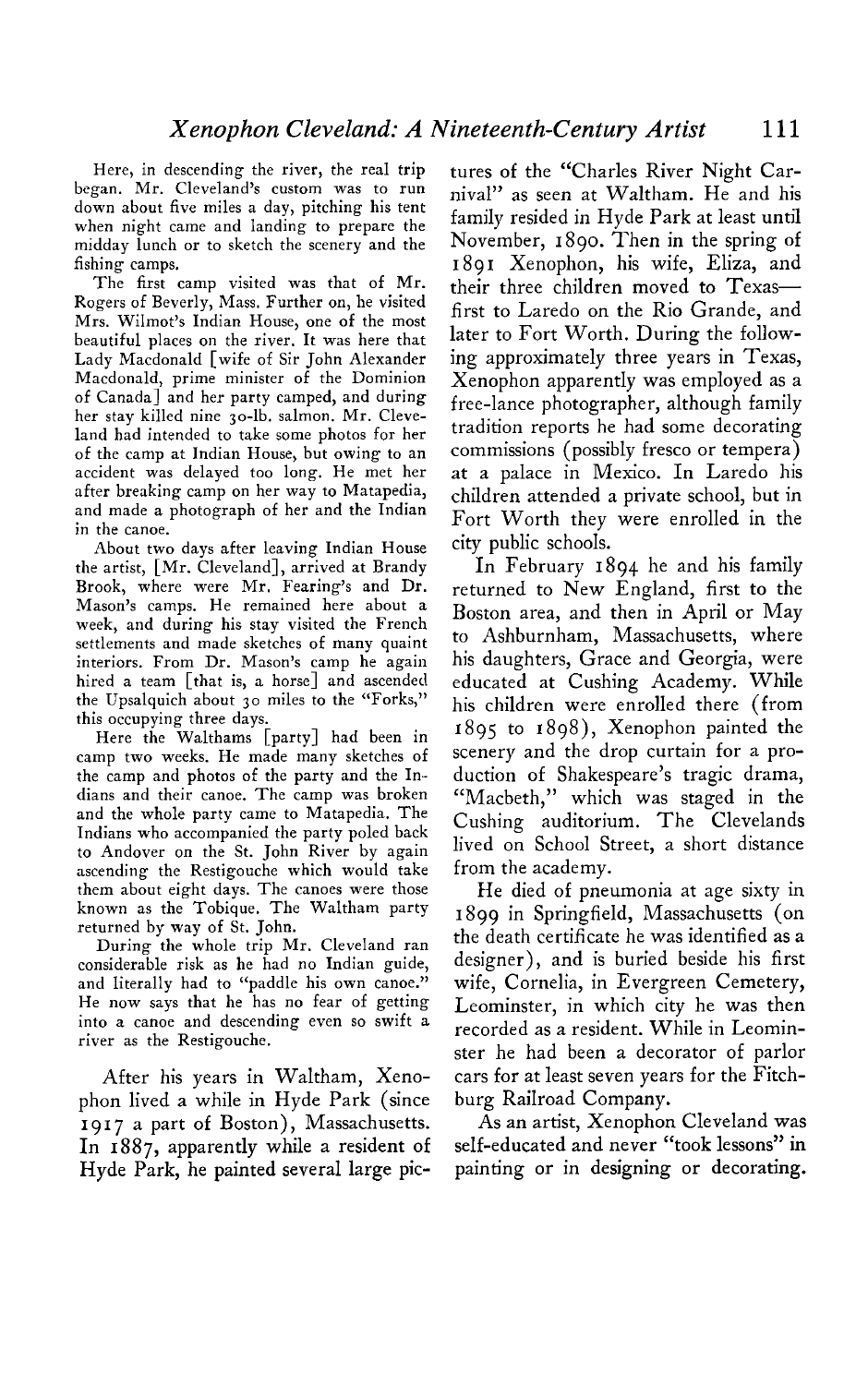Here, in descending the river, the real trip began. Mr. Cleveland's custom was to run down about five miles a day, pitching his tent when night came and landing to prepare the midday lunch or to sketch the scenery and the fishing camps.

The first camp visited was that of Mr. Rogers of Beverly, Mass. Further on, he visited Mrs. Wilmot's Indian House, one of the most beautiful places on the river. It was here that Lady Macdonald [wife of Sir John Alexander Macdonald, prime minister of the Dominion of Canada] and her party camped, and during her stay killed nine 30-lb. salmon. Mr. Cleveland had intended to take some photos for her of the camp at Indian House, but owing to an accident was delayed too long. He met her after breaking camp on her way to Matapedia, and made a photograph of her and the Indian in the canoe.

About two days after leaving Indian House the artist, [Mr. Cleveland], arrived at Brandy Brook, where were Mr. Fearing's and Dr. Mason's camps. He remained here about a week, and during his stay visited the French settlements and made sketches of many quaint interiors. From Dr. Mason's camp he again hired a team [that is, a horse] and ascended the Upsalquich about 30 miles to the "Forks," this occupying three days.

Here the Walthams [party] had been in camp two weeks. He made many sketches of the camp and photos of the party and the Indians and their canoe. The camp was broken and the whole party came to Matapedia. The Indians who accompanied the party poled back to Andover on the St. John River by again ascending the Restigouche which would take them about eight days. The canoes were those known as the Tobique. The Waltham party returned by way of St. John.

During the whole trip Mr. Cleveland ran considerable risk as he had no Indian guide, and literally had to "paddle his own canoe." He now says that he has no fear of getting into a canoe and descending even so swift a river as the Restigouche.

After his years in Waltham, Xenophon lived a while in Hyde Park (since 1917 a part of Boston), Massachusetts. In 1887, apparently while a resident of Hyde Park, he painted several large pictures of the "Charles River Night Carnival" as seen at Waltham. He and his family resided in Hyde Park at least until November, 1890. Then in the spring of 1891 Xenophon, his wife, Eliza, and their three children moved to Texas—first to Laredo on the Rio Grande, and later to Fort Worth. During the following approximately three years in Texas, Xenophon apparently was employed as a free-lance photographer, although family tradition reports he had some decorating commissions (possibly fresco or tempera) at a palace in Mexico. In Laredo his children attended a private school, but in Fort Worth they were enrolled in the city public schools.

In February 1894 he and his family returned to New England, first to the Boston area, and then in April or May to Ashburnham, Massachusetts, where his daughters, Grace and Georgia, were educated at Cushing Academy. While his children were enrolled there (from 1895 to 1898), Xenophon painted the scenery and the drop curtain for a production of Shakespeare's tragic drama, "Macbeth," which was staged in the Cushing auditorium. The Clevelands lived on School Street, a short distance from the academy.

He died of pneumonia at age sixty in 1899 in Springfield, Massachusetts (on the death certificate he was identified as a designer), and is buried beside his first wife, Cornelia, in Evergreen Cemetery, Leominster, in which city he was then recorded as a resident. While in Leominster he had been a decorator of parlor cars for at least seven years for the Fitchburg Railroad Company.

As an artist, Xenophon Cleveland was self-educated and never "took lessons" in painting or in designing or decorating.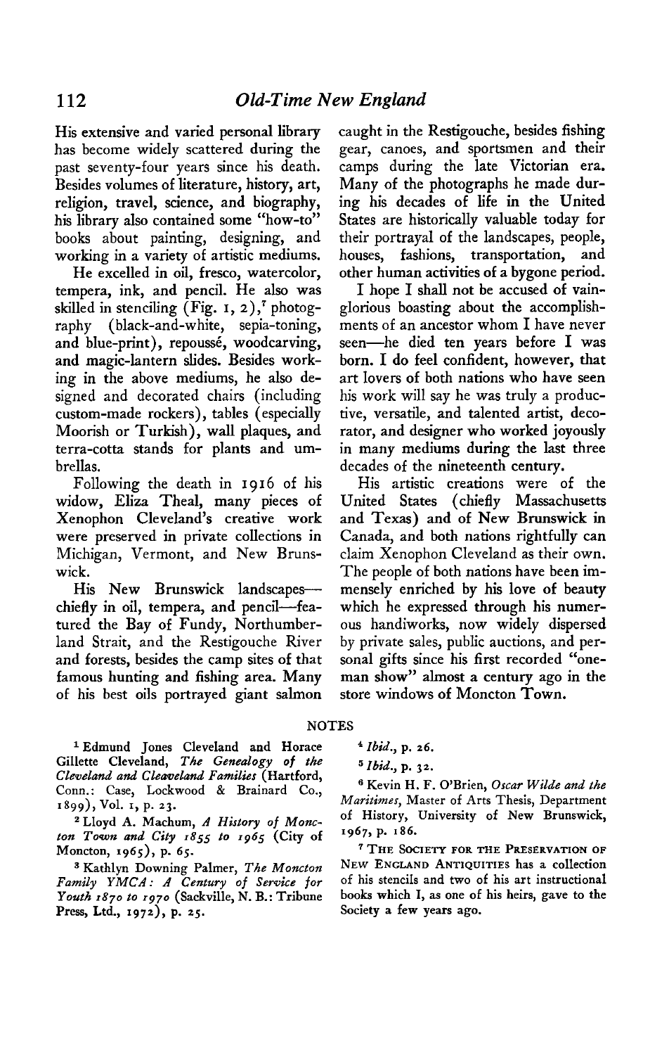His extensive and varied personal library has become widely scattered during the past seventy-four years since his death. Besides volumes of literature, history, art, religion, travel, science, and biography, his library also contained some "how-to" books about painting, designing, and working in a variety of artistic mediums.

He excelled in oil, fresco, watercolor, tempera, ink, and pencil. He also was skilled in stenciling (Fig. 1, 2),[7] photography (black-and-white, sepia-toning, and blue-print), repoussé, woodcarving, and magic-lantern slides. Besides working in the above mediums, he also designed and decorated chairs (including custom-made rockers), tables (especially Moorish or Turkish), wall plaques, and terra-cotta stands for plants and umbrellas.

Following the death in 1916 of his widow, Eliza Theal, many pieces of Xenophon Cleveland's creative work were preserved in private collections in Michigan, Vermont, and New Brunswick.

His New Brunswick landscapes—chiefly in oil, tempera, and pencil—featured the Bay of Fundy, Northumberland Strait, and the Restigouche River and forests, besides the camp sites of that famous hunting and fishing area. Many of his best oils portrayed giant salmon caught in the Restigouche, besides fishing gear, canoes, and sportsmen and their camps during the late Victorian era. Many of the photographs he made during his decades of life in the United States are historically valuable today for their portrayal of the landscapes, people, houses, fashions, transportation, and other human activities of a bygone period.

I hope I shall not be accused of vainglorious boasting about the accomplishments of an ancestor whom I have never seen—he died ten years before I was born. I do feel confident, however, that art lovers of both nations who have seen his work will say he was truly a productive, versatile, and talented artist, decorator, and designer who worked joyously in many mediums during the last three decades of the nineteenth century.

His artistic creations were of the United States (chiefly Massachusetts and Texas) and of New Brunswick in Canada, and both nations rightfully can claim Xenophon Cleveland as their own. The people of both nations have been immensely enriched by his love of beauty which he expressed through his numerous handiworks, now widely dispersed by private sales, public auctions, and personal gifts since his first recorded "one-man show" almost a century ago in the store windows of Moncton Town.

NOTES

[1] Edmund Jones Cleveland and Horace Gillette Cleveland, *The Genealogy of the Cleveland and Cleaveland Families* (Hartford, Conn.: Case, Lockwood & Brainard Co., 1899), Vol. 1, p. 23.

[2] Lloyd A. Machum, *A History of Moncton Town and City 1855 to 1965* (City of Moncton, 1965), p. 65.

[3] Kathlyn Downing Palmer, *The Moncton Family YMCA: A Century of Service for Youth 1870 to 1970* (Sackville, N. B.: Tribune Press, Ltd., 1972), p. 25.

[4] *Ibid.*, p. 26.

[5] *Ibid.*, p. 32.

[6] Kevin H. F. O'Brien, *Oscar Wilde and the Maritimes*, Master of Arts Thesis, Department of History, University of New Brunswick, 1967, p. 186.

[7] THE SOCIETY FOR THE PRESERVATION OF NEW ENGLAND ANTIQUITIES has a collection of his stencils and two of his art instructional books which I, as one of his heirs, gave to the Society a few years ago.